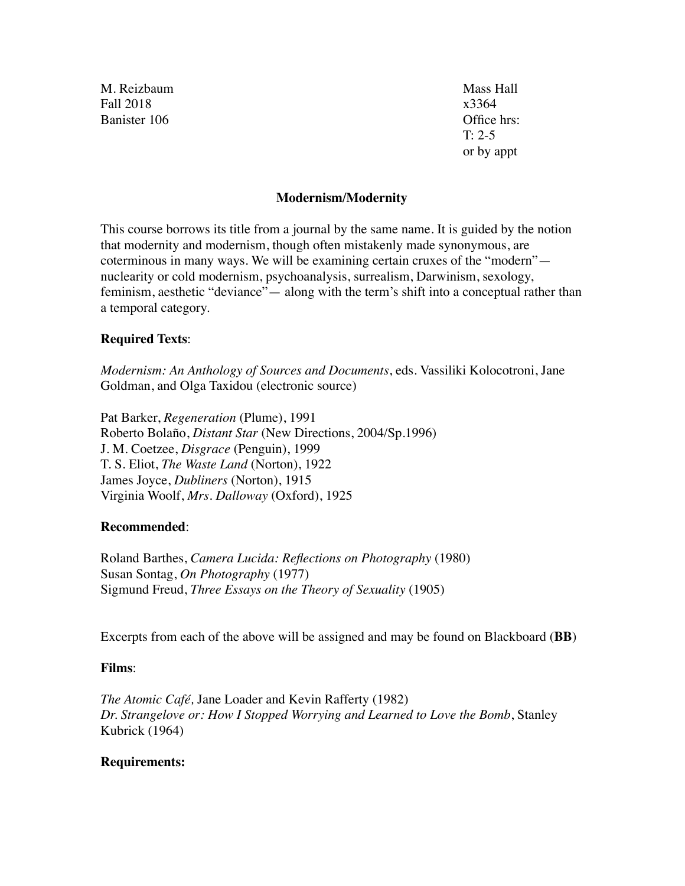M. Reizbaum
Fall 2018
Banister 106

Mass Hall
x3364
Office hrs:
T: 2-5
or by appt

## Modernism/Modernity

This course borrows its title from a journal by the same name. It is guided by the notion that modernity and modernism, though often mistakenly made synonymous, are coterminous in many ways. We will be examining certain cruxes of the "modern"— nuclearity or cold modernism, psychoanalysis, surrealism, Darwinism, sexology, feminism, aesthetic "deviance"— along with the term's shift into a conceptual rather than a temporal category.

**Required Texts**:

*Modernism: An Anthology of Sources and Documents*, eds. Vassiliki Kolocotroni, Jane Goldman, and Olga Taxidou (electronic source)

Pat Barker, *Regeneration* (Plume), 1991
Roberto Bolaño, *Distant Star* (New Directions, 2004/Sp.1996)
J. M. Coetzee, *Disgrace* (Penguin), 1999
T. S. Eliot, *The Waste Land* (Norton), 1922
James Joyce, *Dubliners* (Norton), 1915
Virginia Woolf, *Mrs. Dalloway* (Oxford), 1925

**Recommended**:

Roland Barthes, *Camera Lucida: Reflections on Photography* (1980)
Susan Sontag, *On Photography* (1977)
Sigmund Freud, *Three Essays on the Theory of Sexuality* (1905)

Excerpts from each of the above will be assigned and may be found on Blackboard (**BB**)

**Films**:

*The Atomic Café,* Jane Loader and Kevin Rafferty (1982)
*Dr. Strangelove or: How I Stopped Worrying and Learned to Love the Bomb*, Stanley Kubrick (1964)

**Requirements:**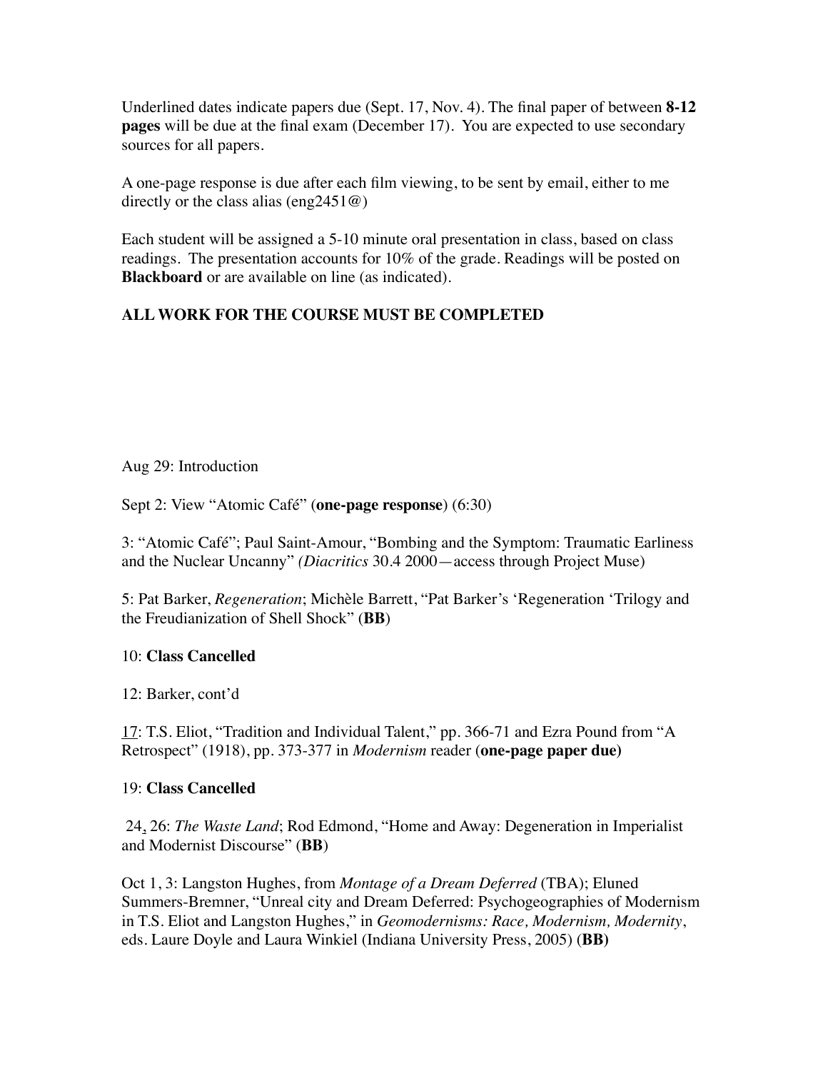Underlined dates indicate papers due (Sept. 17, Nov. 4). The final paper of between **8-12 pages** will be due at the final exam (December 17). You are expected to use secondary sources for all papers.

A one-page response is due after each film viewing, to be sent by email, either to me directly or the class alias (eng2451@)

Each student will be assigned a 5-10 minute oral presentation in class, based on class readings. The presentation accounts for 10% of the grade. Readings will be posted on **Blackboard** or are available on line (as indicated).

**ALL WORK FOR THE COURSE MUST BE COMPLETED**

Aug 29: Introduction

Sept 2: View "Atomic Café" (**one-page response**) (6:30)

3: "Atomic Café"; Paul Saint-Amour, "Bombing and the Symptom: Traumatic Earliness and the Nuclear Uncanny" *(Diacritics* 30.4 2000—access through Project Muse)

5: Pat Barker, *Regeneration*; Michèle Barrett, "Pat Barker's 'Regeneration 'Trilogy and the Freudianization of Shell Shock" (**BB**)

10: **Class Cancelled**

12: Barker, cont'd

<u>17</u>: T.S. Eliot, "Tradition and Individual Talent," pp. 366-71 and Ezra Pound from "A Retrospect" (1918), pp. 373-377 in *Modernism* reader (**one-page paper due)**

19: **Class Cancelled**

24, 26: *The Waste Land*; Rod Edmond, "Home and Away: Degeneration in Imperialist and Modernist Discourse" (**BB**)

Oct 1, 3: Langston Hughes, from *Montage of a Dream Deferred* (TBA); Eluned Summers-Bremner, "Unreal city and Dream Deferred: Psychogeographies of Modernism in T.S. Eliot and Langston Hughes," in *Geomodernisms: Race, Modernism, Modernity*, eds. Laure Doyle and Laura Winkiel (Indiana University Press, 2005) (**BB)**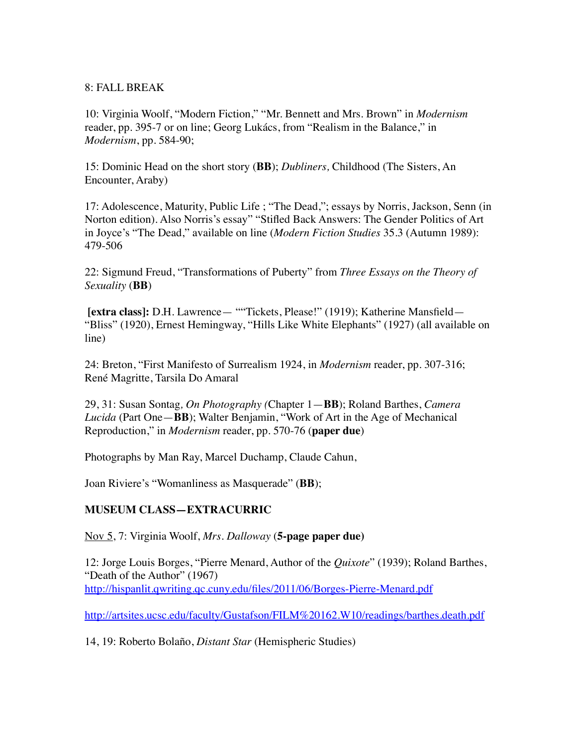8: FALL BREAK

10: Virginia Woolf, "Modern Fiction," "Mr. Bennett and Mrs. Brown" in *Modernism* reader, pp. 395-7 or on line; Georg Lukács, from "Realism in the Balance," in *Modernism*, pp. 584-90;

15: Dominic Head on the short story (**BB**); *Dubliners,* Childhood (The Sisters, An Encounter, Araby)

17: Adolescence, Maturity, Public Life ; "The Dead,"; essays by Norris, Jackson, Senn (in Norton edition). Also Norris's essay" "Stifled Back Answers: The Gender Politics of Art in Joyce's "The Dead," available on line (*Modern Fiction Studies* 35.3 (Autumn 1989): 479-506

22: Sigmund Freud, "Transformations of Puberty" from *Three Essays on the Theory of Sexuality* (**BB**)

**[extra class]:** D.H. Lawrence— ""Tickets, Please!" (1919); Katherine Mansfield— "Bliss" (1920), Ernest Hemingway, "Hills Like White Elephants" (1927) (all available on line)

24: Breton, "First Manifesto of Surrealism 1924, in *Modernism* reader, pp. 307-316; René Magritte, Tarsila Do Amaral

29, 31: Susan Sontag*, On Photography (*Chapter 1—**BB**); Roland Barthes, *Camera Lucida* (Part One—**BB**); Walter Benjamin, "Work of Art in the Age of Mechanical Reproduction," in *Modernism* reader, pp. 570-76 (**paper due**)

Photographs by Man Ray, Marcel Duchamp, Claude Cahun,

Joan Riviere's "Womanliness as Masquerade" (**BB**);

**MUSEUM CLASS—EXTRACURRIC**

<u>Nov 5</u>, 7: Virginia Woolf, *Mrs. Dalloway* (**5-page paper due)**

12: Jorge Louis Borges, "Pierre Menard, Author of the *Quixote*" (1939); Roland Barthes, "Death of the Author" (1967)
http://hispanlit.qwriting.qc.cuny.edu/files/2011/06/Borges-Pierre-Menard.pdf

http://artsites.ucsc.edu/faculty/Gustafson/FILM%20162.W10/readings/barthes.death.pdf

14, 19: Roberto Bolaño, *Distant Star* (Hemispheric Studies)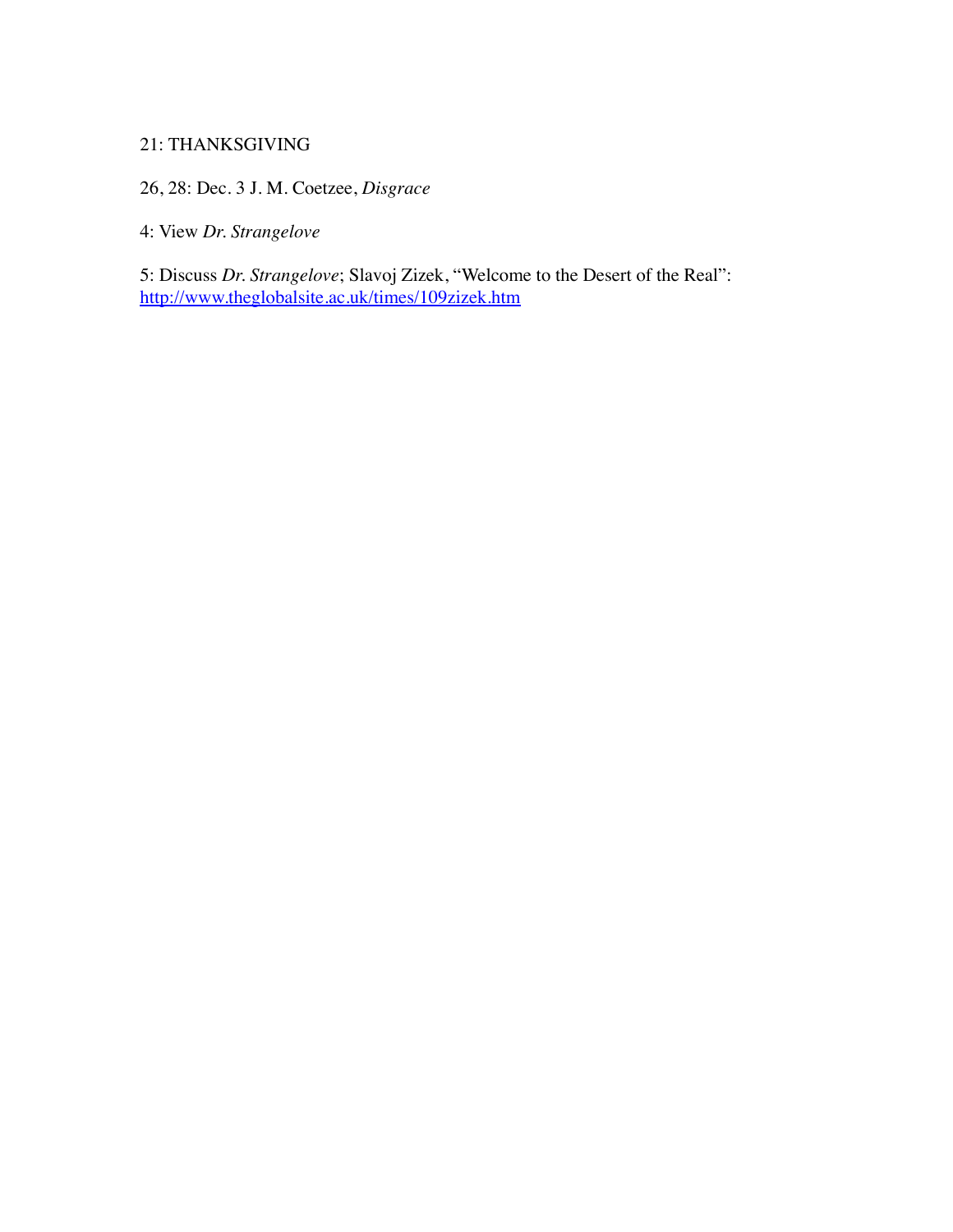21: THANKSGIVING

26, 28: Dec. 3 J. M. Coetzee, *Disgrace*

4: View *Dr. Strangelove*

5: Discuss *Dr. Strangelove*; Slavoj Zizek, "Welcome to the Desert of the Real": http://www.theglobalsite.ac.uk/times/109zizek.htm